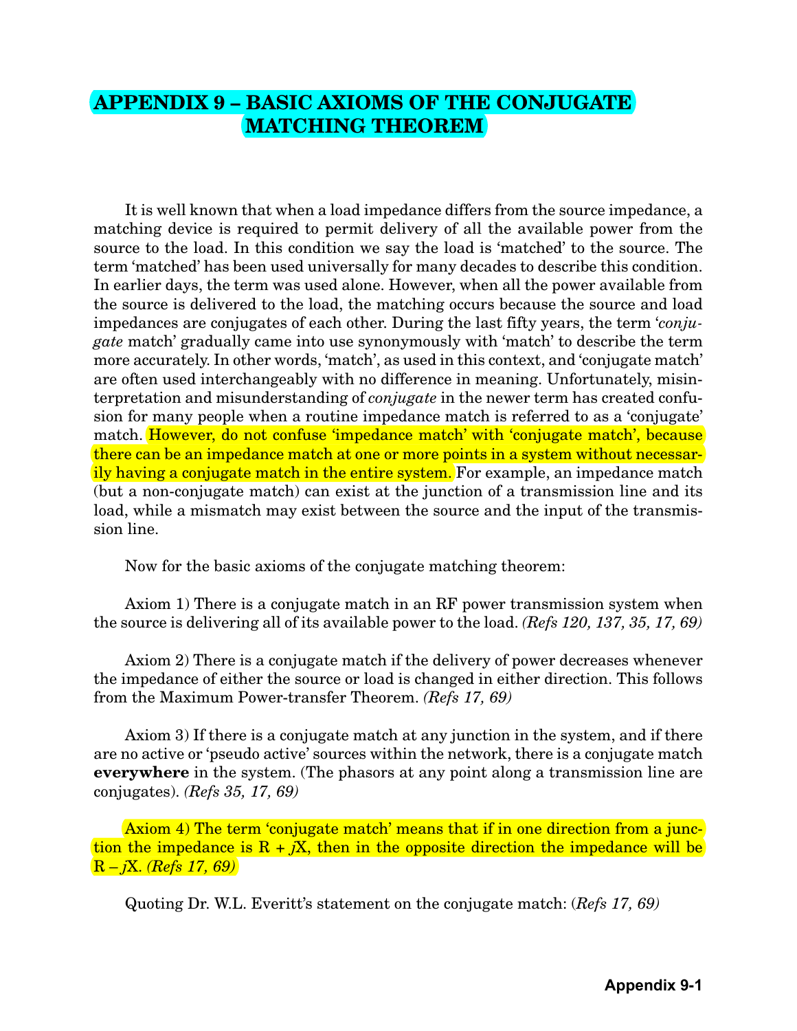# APPENDIX 9 – BASIC AXIOMS OF THE CONJUGATE MATCHING THEOREM

It is well known that when a load impedance differs from the source impedance, a matching device is required to permit delivery of all the available power from the source to the load. In this condition we say the load is 'matched' to the source. The term 'matched' has been used universally for many decades to describe this condition. In earlier days, the term was used alone. However, when all the power available from the source is delivered to the load, the matching occurs because the source and load impedances are conjugates of each other. During the last fifty years, the term '*conjugate* match' gradually came into use synonymously with 'match' to describe the term more accurately. In other words, 'match', as used in this context, and 'conjugate match' are often used interchangeably with no difference in meaning. Unfortunately, misinterpretation and misunderstanding of *conjugate* in the newer term has created confusion for many people when a routine impedance match is referred to as a 'conjugate' match. However, do not confuse 'impedance match' with 'conjugate match', because there can be an impedance match at one or more points in a system without necessarily having a conjugate match in the entire system. For example, an impedance match (but a non-conjugate match) can exist at the junction of a transmission line and its load, while a mismatch may exist between the source and the input of the transmission line.

Now for the basic axioms of the conjugate matching theorem:

Axiom 1) There is a conjugate match in an RF power transmission system when the source is delivering all of its available power to the load. *(Refs 120, 137, 35, 17, 69)*

Axiom 2) There is a conjugate match if the delivery of power decreases whenever the impedance of either the source or load is changed in either direction. This follows from the Maximum Power-transfer Theorem. *(Refs 17, 69)*

Axiom 3) If there is a conjugate match at any junction in the system, and if there are no active or 'pseudo active' sources within the network, there is a conjugate match **everywhere** in the system. (The phasors at any point along a transmission line are conjugates). *(Refs 35, 17, 69)*

Axiom 4) The term 'conjugate match' means that if in one direction from a junction the impedance is $R + jX$, then in the opposite direction the impedance will be $R - jX$. *(Refs 17, 69)*

Quoting Dr. W.L. Everitt's statement on the conjugate match: (*Refs 17, 69)*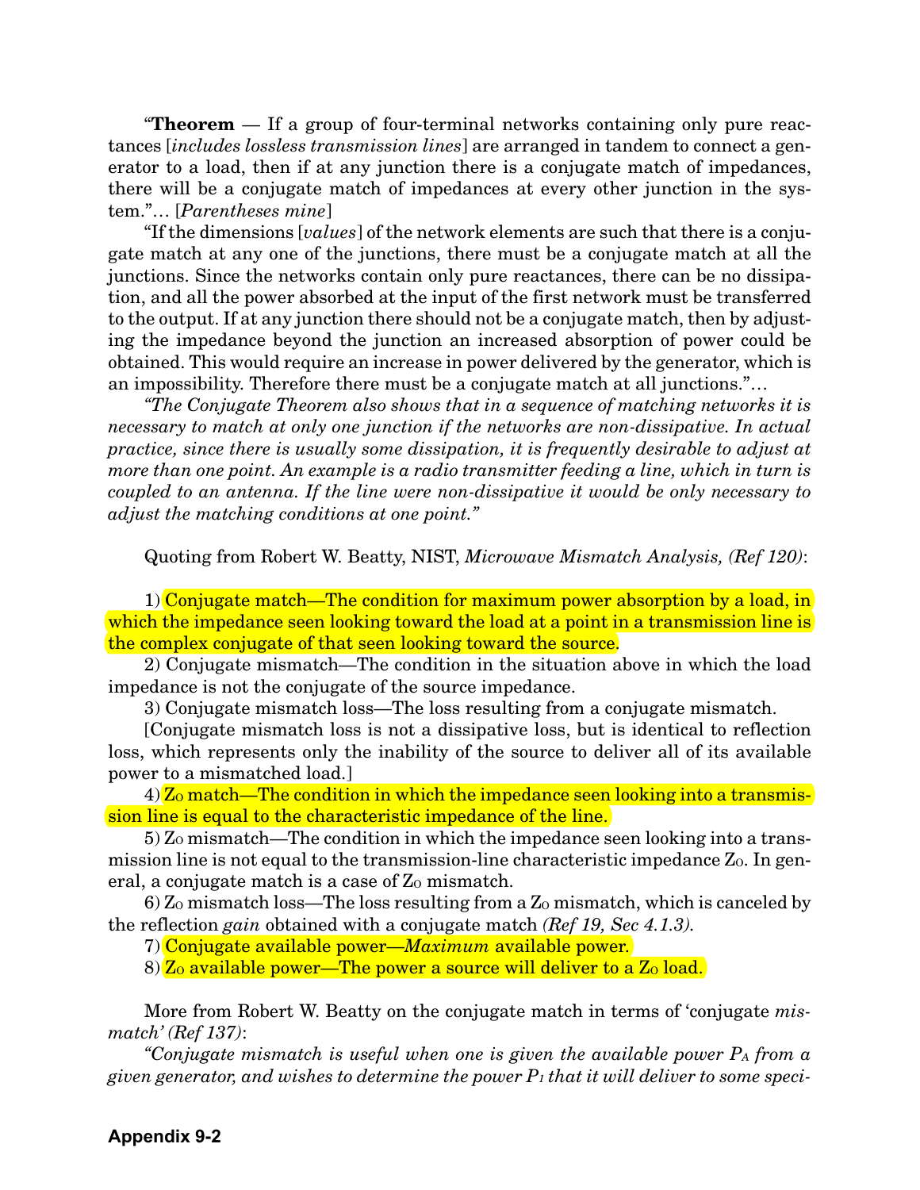"**Theorem** — If a group of four-terminal networks containing only pure reactances [*includes lossless transmission lines*] are arranged in tandem to connect a generator to a load, then if at any junction there is a conjugate match of impedances, there will be a conjugate match of impedances at every other junction in the system."… [*Parentheses mine*]

"If the dimensions [*values*] of the network elements are such that there is a conjugate match at any one of the junctions, there must be a conjugate match at all the junctions. Since the networks contain only pure reactances, there can be no dissipation, and all the power absorbed at the input of the first network must be transferred to the output. If at any junction there should not be a conjugate match, then by adjusting the impedance beyond the junction an increased absorption of power could be obtained. This would require an increase in power delivered by the generator, which is an impossibility. Therefore there must be a conjugate match at all junctions."…

*"The Conjugate Theorem also shows that in a sequence of matching networks it is necessary to match at only one junction if the networks are non-dissipative. In actual practice, since there is usually some dissipation, it is frequently desirable to adjust at more than one point. An example is a radio transmitter feeding a line, which in turn is coupled to an antenna. If the line were non-dissipative it would be only necessary to adjust the matching conditions at one point."*

Quoting from Robert W. Beatty, NIST, *Microwave Mismatch Analysis, (Ref 120)*:

1) Conjugate match—The condition for maximum power absorption by a load, in which the impedance seen looking toward the load at a point in a transmission line is the complex conjugate of that seen looking toward the source.

2) Conjugate mismatch—The condition in the situation above in which the load impedance is not the conjugate of the source impedance.

3) Conjugate mismatch loss—The loss resulting from a conjugate mismatch.

[Conjugate mismatch loss is not a dissipative loss, but is identical to reflection loss, which represents only the inability of the source to deliver all of its available power to a mismatched load.]

4) $Z_O$ match—The condition in which the impedance seen looking into a transmission line is equal to the characteristic impedance of the line.

5) $Z_O$ mismatch—The condition in which the impedance seen looking into a transmission line is not equal to the transmission-line characteristic impedance $Z_O$. In general, a conjugate match is a case of $Z_O$ mismatch.

6) $Z_O$ mismatch loss—The loss resulting from a $Z_O$ mismatch, which is canceled by the reflection *gain* obtained with a conjugate match *(Ref 19, Sec 4.1.3)*.

7) Conjugate available power—*Maximum* available power.

8) $Z_O$ available power—The power a source will deliver to a $Z_O$ load.

More from Robert W. Beatty on the conjugate match in terms of 'conjugate *mismatch' (Ref 137)*:

*"Conjugate mismatch is useful when one is given the available power $P_A$ from a given generator, and wishes to determine the power $P_1$ that it will deliver to some speci-*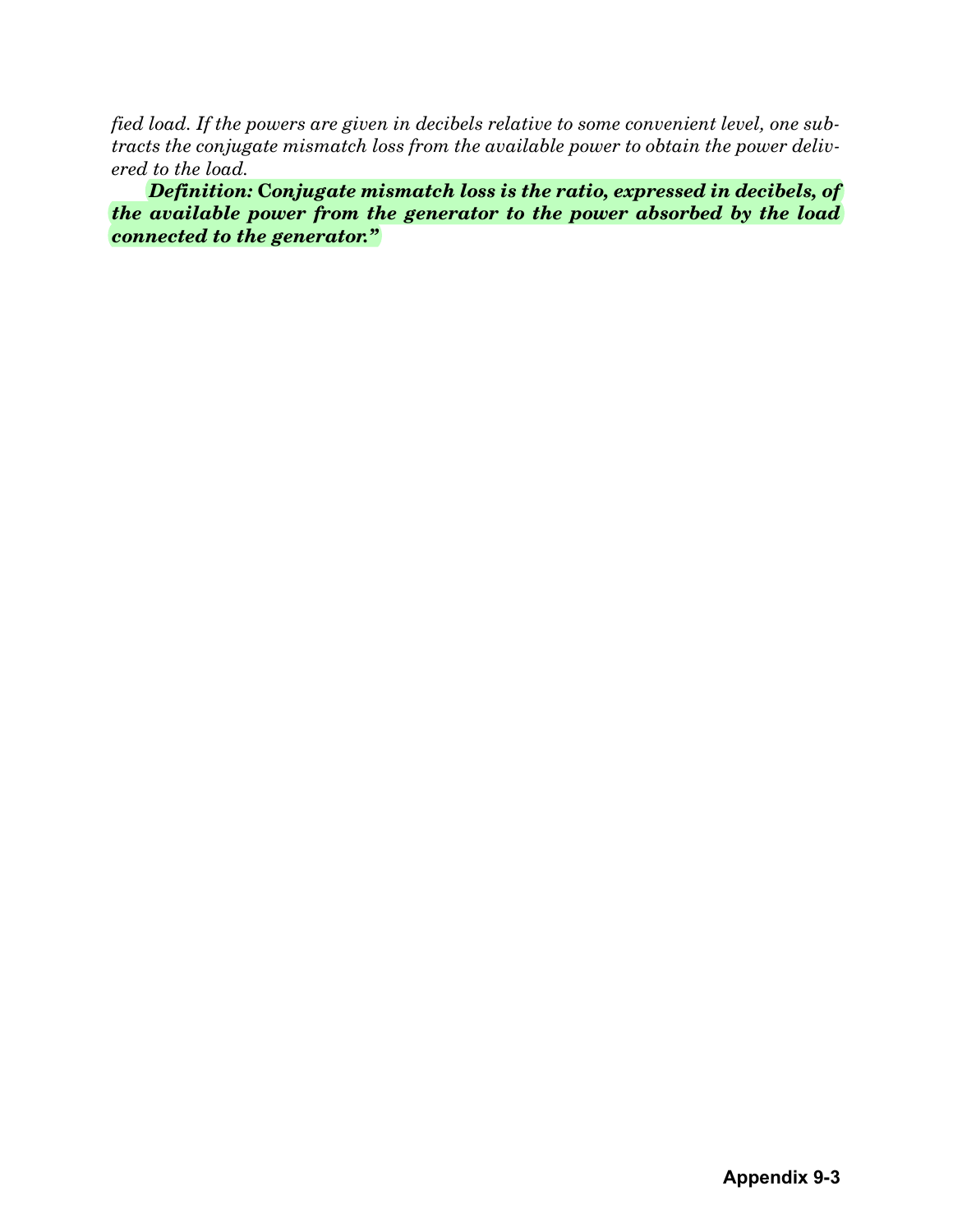*fied load. If the powers are given in decibels relative to some convenient level, one subtracts the conjugate mismatch loss from the available power to obtain the power delivered to the load.*

***Definition:* Conjugate mismatch loss is the ratio, expressed in decibels, of the available power from the generator to the power absorbed by the load connected to the generator."**